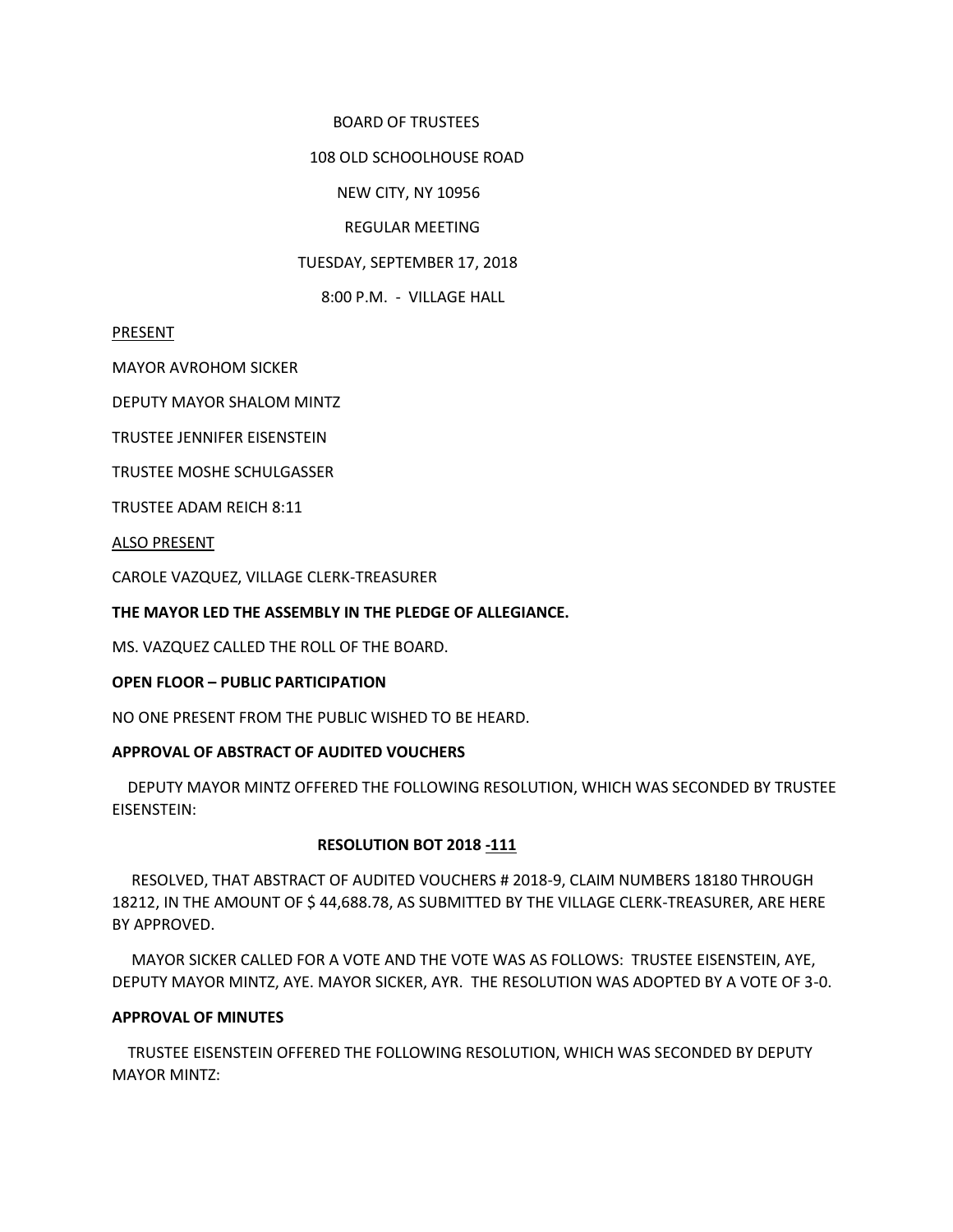BOARD OF TRUSTEES

108 OLD SCHOOLHOUSE ROAD

NEW CITY, NY 10956

REGULAR MEETING

TUESDAY, SEPTEMBER 17, 2018

8:00 P.M. - VILLAGE HALL

PRESENT

MAYOR AVROHOM SICKER

DEPUTY MAYOR SHALOM MINTZ

TRUSTEE JENNIFER EISENSTEIN

TRUSTEE MOSHE SCHULGASSER

TRUSTEE ADAM REICH 8:11

ALSO PRESENT

CAROLE VAZQUEZ, VILLAGE CLERK-TREASURER

**THE MAYOR LED THE ASSEMBLY IN THE PLEDGE OF ALLEGIANCE.**

MS. VAZQUEZ CALLED THE ROLL OF THE BOARD.

**OPEN FLOOR – PUBLIC PARTICIPATION**

NO ONE PRESENT FROM THE PUBLIC WISHED TO BE HEARD.

**APPROVAL OF ABSTRACT OF AUDITED VOUCHERS**

DEPUTY MAYOR MINTZ OFFERED THE FOLLOWING RESOLUTION, WHICH WAS SECONDED BY TRUSTEE EISENSTEIN:

**RESOLUTION BOT 2018 -111**

RESOLVED, THAT ABSTRACT OF AUDITED VOUCHERS # 2018-9, CLAIM NUMBERS 18180 THROUGH 18212, IN THE AMOUNT OF $ 44,688.78, AS SUBMITTED BY THE VILLAGE CLERK-TREASURER, ARE HERE BY APPROVED.

MAYOR SICKER CALLED FOR A VOTE AND THE VOTE WAS AS FOLLOWS: TRUSTEE EISENSTEIN, AYE, DEPUTY MAYOR MINTZ, AYE. MAYOR SICKER, AYR. THE RESOLUTION WAS ADOPTED BY A VOTE OF 3-0.

**APPROVAL OF MINUTES**

TRUSTEE EISENSTEIN OFFERED THE FOLLOWING RESOLUTION, WHICH WAS SECONDED BY DEPUTY MAYOR MINTZ: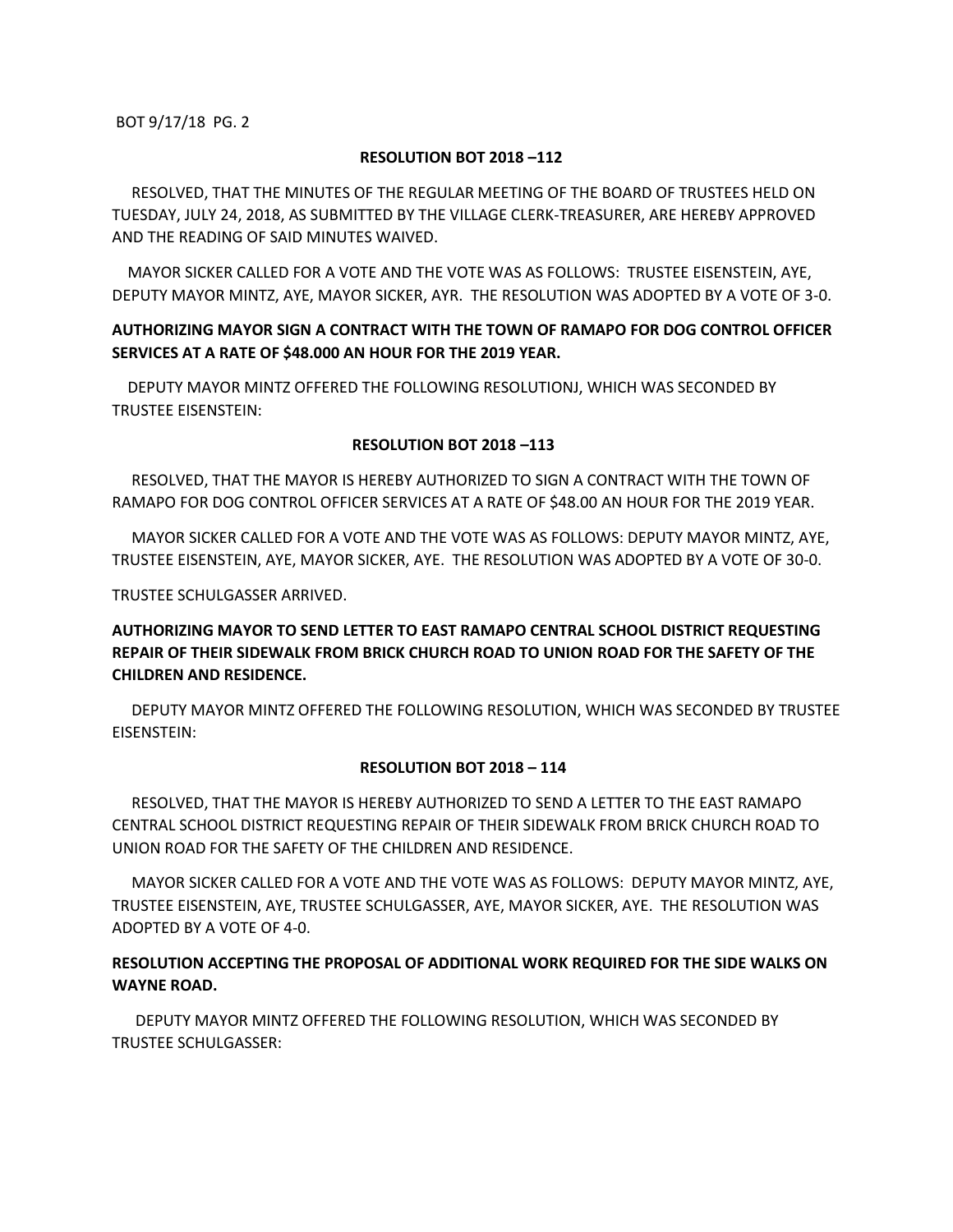**RESOLUTION BOT 2018 –112**

RESOLVED, THAT THE MINUTES OF THE REGULAR MEETING OF THE BOARD OF TRUSTEES HELD ON TUESDAY, JULY 24, 2018, AS SUBMITTED BY THE VILLAGE CLERK-TREASURER, ARE HEREBY APPROVED AND THE READING OF SAID MINUTES WAIVED.

MAYOR SICKER CALLED FOR A VOTE AND THE VOTE WAS AS FOLLOWS: TRUSTEE EISENSTEIN, AYE, DEPUTY MAYOR MINTZ, AYE, MAYOR SICKER, AYR. THE RESOLUTION WAS ADOPTED BY A VOTE OF 3-0.

**AUTHORIZING MAYOR SIGN A CONTRACT WITH THE TOWN OF RAMAPO FOR DOG CONTROL OFFICER SERVICES AT A RATE OF $48.000 AN HOUR FOR THE 2019 YEAR.**

DEPUTY MAYOR MINTZ OFFERED THE FOLLOWING RESOLUTIONJ, WHICH WAS SECONDED BY TRUSTEE EISENSTEIN:

**RESOLUTION BOT 2018 –113**

RESOLVED, THAT THE MAYOR IS HEREBY AUTHORIZED TO SIGN A CONTRACT WITH THE TOWN OF RAMAPO FOR DOG CONTROL OFFICER SERVICES AT A RATE OF $48.00 AN HOUR FOR THE 2019 YEAR.

MAYOR SICKER CALLED FOR A VOTE AND THE VOTE WAS AS FOLLOWS: DEPUTY MAYOR MINTZ, AYE, TRUSTEE EISENSTEIN, AYE, MAYOR SICKER, AYE. THE RESOLUTION WAS ADOPTED BY A VOTE OF 30-0.

TRUSTEE SCHULGASSER ARRIVED.

**AUTHORIZING MAYOR TO SEND LETTER TO EAST RAMAPO CENTRAL SCHOOL DISTRICT REQUESTING REPAIR OF THEIR SIDEWALK FROM BRICK CHURCH ROAD TO UNION ROAD FOR THE SAFETY OF THE CHILDREN AND RESIDENCE.**

DEPUTY MAYOR MINTZ OFFERED THE FOLLOWING RESOLUTION, WHICH WAS SECONDED BY TRUSTEE EISENSTEIN:

**RESOLUTION BOT 2018 – 114**

RESOLVED, THAT THE MAYOR IS HEREBY AUTHORIZED TO SEND A LETTER TO THE EAST RAMAPO CENTRAL SCHOOL DISTRICT REQUESTING REPAIR OF THEIR SIDEWALK FROM BRICK CHURCH ROAD TO UNION ROAD FOR THE SAFETY OF THE CHILDREN AND RESIDENCE.

MAYOR SICKER CALLED FOR A VOTE AND THE VOTE WAS AS FOLLOWS: DEPUTY MAYOR MINTZ, AYE, TRUSTEE EISENSTEIN, AYE, TRUSTEE SCHULGASSER, AYE, MAYOR SICKER, AYE. THE RESOLUTION WAS ADOPTED BY A VOTE OF 4-0.

**RESOLUTION ACCEPTING THE PROPOSAL OF ADDITIONAL WORK REQUIRED FOR THE SIDE WALKS ON WAYNE ROAD.**

DEPUTY MAYOR MINTZ OFFERED THE FOLLOWING RESOLUTION, WHICH WAS SECONDED BY TRUSTEE SCHULGASSER: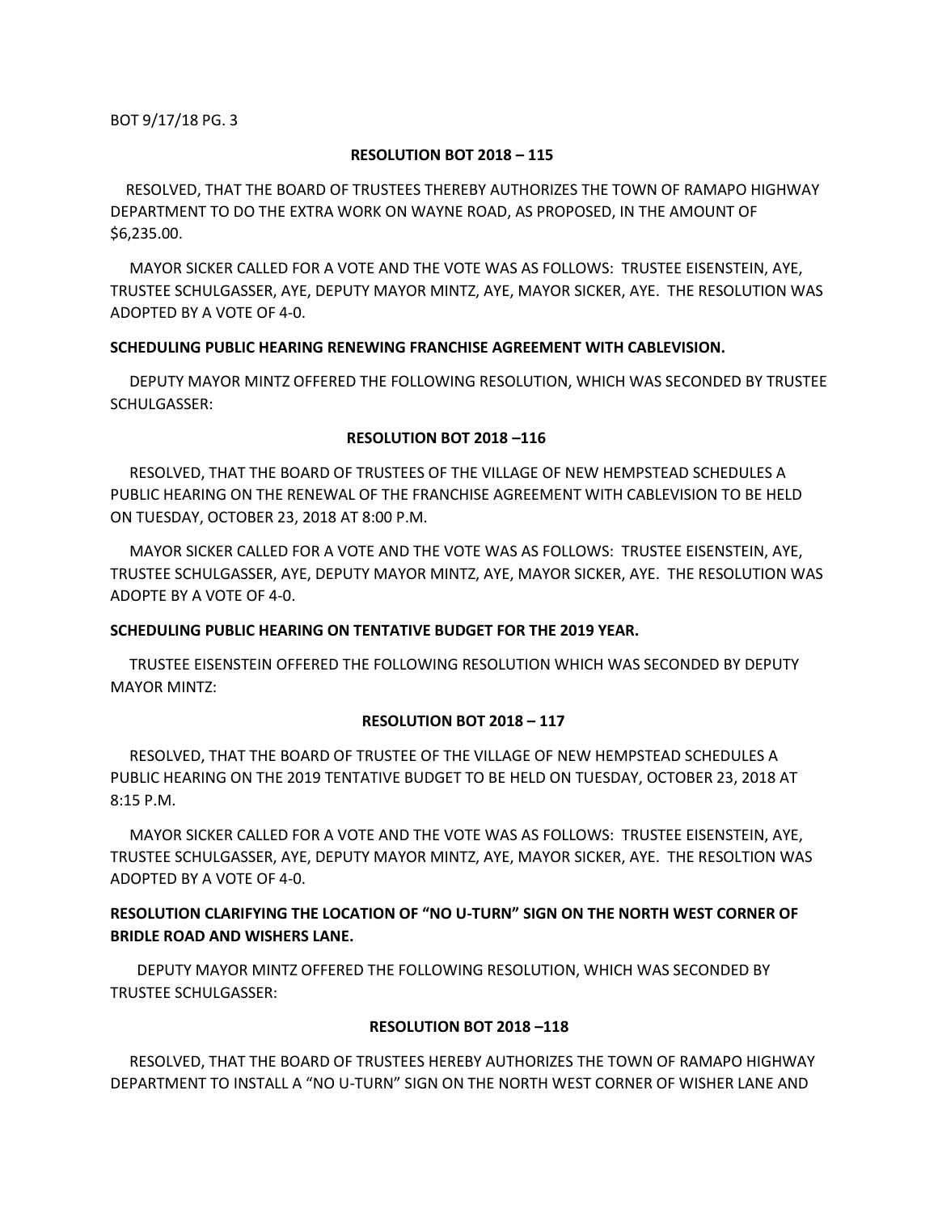BOT 9/17/18 PG. 3

**RESOLUTION BOT 2018 – 115**

RESOLVED, THAT THE BOARD OF TRUSTEES THEREBY AUTHORIZES THE TOWN OF RAMAPO HIGHWAY DEPARTMENT TO DO THE EXTRA WORK ON WAYNE ROAD, AS PROPOSED, IN THE AMOUNT OF $6,235.00.

MAYOR SICKER CALLED FOR A VOTE AND THE VOTE WAS AS FOLLOWS: TRUSTEE EISENSTEIN, AYE, TRUSTEE SCHULGASSER, AYE, DEPUTY MAYOR MINTZ, AYE, MAYOR SICKER, AYE. THE RESOLUTION WAS ADOPTED BY A VOTE OF 4-0.

**SCHEDULING PUBLIC HEARING RENEWING FRANCHISE AGREEMENT WITH CABLEVISION.**

DEPUTY MAYOR MINTZ OFFERED THE FOLLOWING RESOLUTION, WHICH WAS SECONDED BY TRUSTEE SCHULGASSER:

**RESOLUTION BOT 2018 –116**

RESOLVED, THAT THE BOARD OF TRUSTEES OF THE VILLAGE OF NEW HEMPSTEAD SCHEDULES A PUBLIC HEARING ON THE RENEWAL OF THE FRANCHISE AGREEMENT WITH CABLEVISION TO BE HELD ON TUESDAY, OCTOBER 23, 2018 AT 8:00 P.M.

MAYOR SICKER CALLED FOR A VOTE AND THE VOTE WAS AS FOLLOWS: TRUSTEE EISENSTEIN, AYE, TRUSTEE SCHULGASSER, AYE, DEPUTY MAYOR MINTZ, AYE, MAYOR SICKER, AYE. THE RESOLUTION WAS ADOPTE BY A VOTE OF 4-0.

**SCHEDULING PUBLIC HEARING ON TENTATIVE BUDGET FOR THE 2019 YEAR.**

TRUSTEE EISENSTEIN OFFERED THE FOLLOWING RESOLUTION WHICH WAS SECONDED BY DEPUTY MAYOR MINTZ:

**RESOLUTION BOT 2018 – 117**

RESOLVED, THAT THE BOARD OF TRUSTEE OF THE VILLAGE OF NEW HEMPSTEAD SCHEDULES A PUBLIC HEARING ON THE 2019 TENTATIVE BUDGET TO BE HELD ON TUESDAY, OCTOBER 23, 2018 AT 8:15 P.M.

MAYOR SICKER CALLED FOR A VOTE AND THE VOTE WAS AS FOLLOWS: TRUSTEE EISENSTEIN, AYE, TRUSTEE SCHULGASSER, AYE, DEPUTY MAYOR MINTZ, AYE, MAYOR SICKER, AYE. THE RESOLTION WAS ADOPTED BY A VOTE OF 4-0.

**RESOLUTION CLARIFYING THE LOCATION OF "NO U-TURN" SIGN ON THE NORTH WEST CORNER OF BRIDLE ROAD AND WISHERS LANE.**

DEPUTY MAYOR MINTZ OFFERED THE FOLLOWING RESOLUTION, WHICH WAS SECONDED BY TRUSTEE SCHULGASSER:

**RESOLUTION BOT 2018 –118**

RESOLVED, THAT THE BOARD OF TRUSTEES HEREBY AUTHORIZES THE TOWN OF RAMAPO HIGHWAY DEPARTMENT TO INSTALL A "NO U-TURN" SIGN ON THE NORTH WEST CORNER OF WISHER LANE AND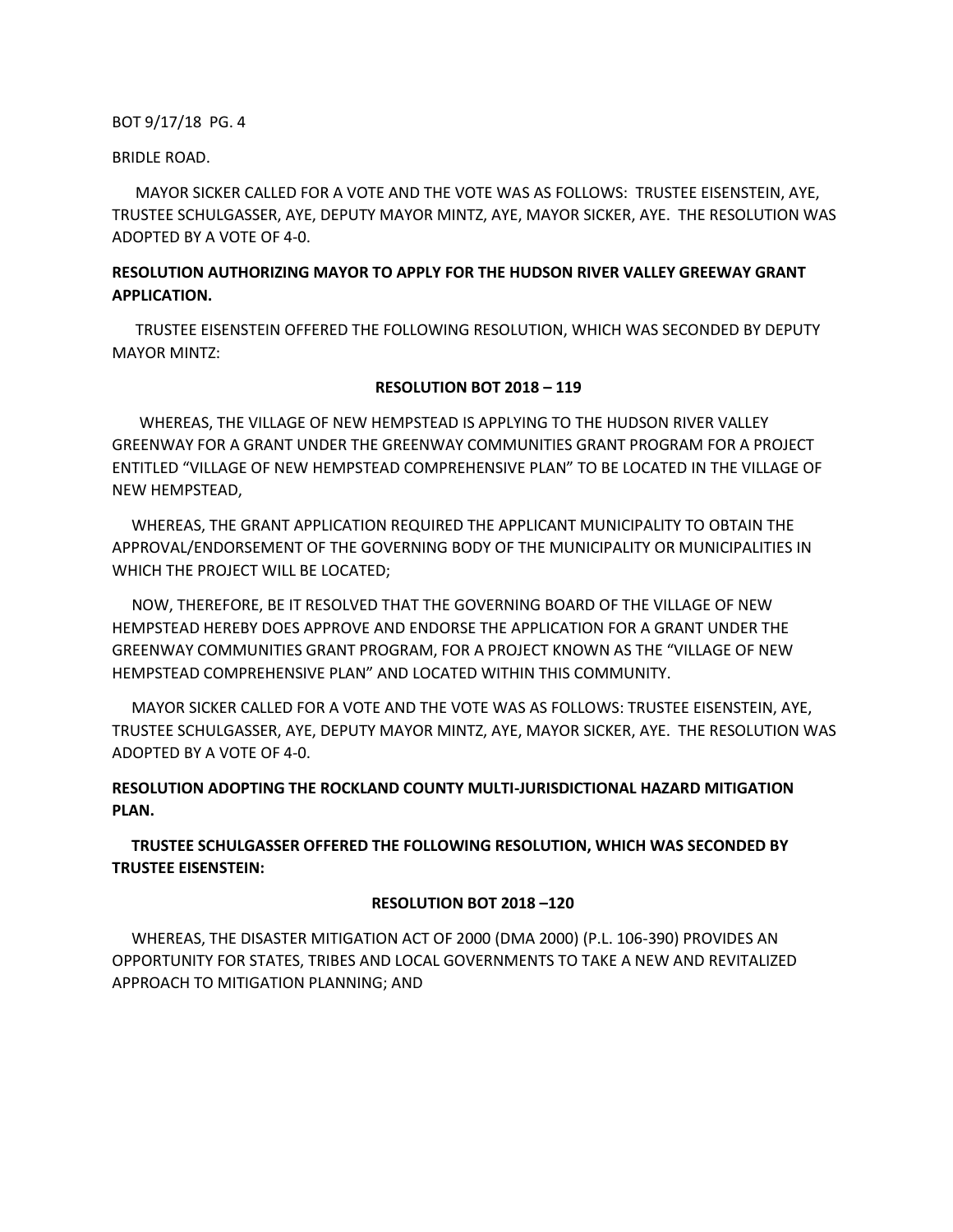BRIDLE ROAD.

MAYOR SICKER CALLED FOR A VOTE AND THE VOTE WAS AS FOLLOWS: TRUSTEE EISENSTEIN, AYE, TRUSTEE SCHULGASSER, AYE, DEPUTY MAYOR MINTZ, AYE, MAYOR SICKER, AYE. THE RESOLUTION WAS ADOPTED BY A VOTE OF 4-0.

**RESOLUTION AUTHORIZING MAYOR TO APPLY FOR THE HUDSON RIVER VALLEY GREEWAY GRANT APPLICATION.**

TRUSTEE EISENSTEIN OFFERED THE FOLLOWING RESOLUTION, WHICH WAS SECONDED BY DEPUTY MAYOR MINTZ:

**RESOLUTION BOT 2018 – 119**

WHEREAS, THE VILLAGE OF NEW HEMPSTEAD IS APPLYING TO THE HUDSON RIVER VALLEY GREENWAY FOR A GRANT UNDER THE GREENWAY COMMUNITIES GRANT PROGRAM FOR A PROJECT ENTITLED "VILLAGE OF NEW HEMPSTEAD COMPREHENSIVE PLAN" TO BE LOCATED IN THE VILLAGE OF NEW HEMPSTEAD,

WHEREAS, THE GRANT APPLICATION REQUIRED THE APPLICANT MUNICIPALITY TO OBTAIN THE APPROVAL/ENDORSEMENT OF THE GOVERNING BODY OF THE MUNICIPALITY OR MUNICIPALITIES IN WHICH THE PROJECT WILL BE LOCATED;

NOW, THEREFORE, BE IT RESOLVED THAT THE GOVERNING BOARD OF THE VILLAGE OF NEW HEMPSTEAD HEREBY DOES APPROVE AND ENDORSE THE APPLICATION FOR A GRANT UNDER THE GREENWAY COMMUNITIES GRANT PROGRAM, FOR A PROJECT KNOWN AS THE "VILLAGE OF NEW HEMPSTEAD COMPREHENSIVE PLAN" AND LOCATED WITHIN THIS COMMUNITY.

MAYOR SICKER CALLED FOR A VOTE AND THE VOTE WAS AS FOLLOWS: TRUSTEE EISENSTEIN, AYE, TRUSTEE SCHULGASSER, AYE, DEPUTY MAYOR MINTZ, AYE, MAYOR SICKER, AYE. THE RESOLUTION WAS ADOPTED BY A VOTE OF 4-0.

**RESOLUTION ADOPTING THE ROCKLAND COUNTY MULTI-JURISDICTIONAL HAZARD MITIGATION PLAN.**

**TRUSTEE SCHULGASSER OFFERED THE FOLLOWING RESOLUTION, WHICH WAS SECONDED BY TRUSTEE EISENSTEIN:**

**RESOLUTION BOT 2018 –120**

WHEREAS, THE DISASTER MITIGATION ACT OF 2000 (DMA 2000) (P.L. 106-390) PROVIDES AN OPPORTUNITY FOR STATES, TRIBES AND LOCAL GOVERNMENTS TO TAKE A NEW AND REVITALIZED APPROACH TO MITIGATION PLANNING; AND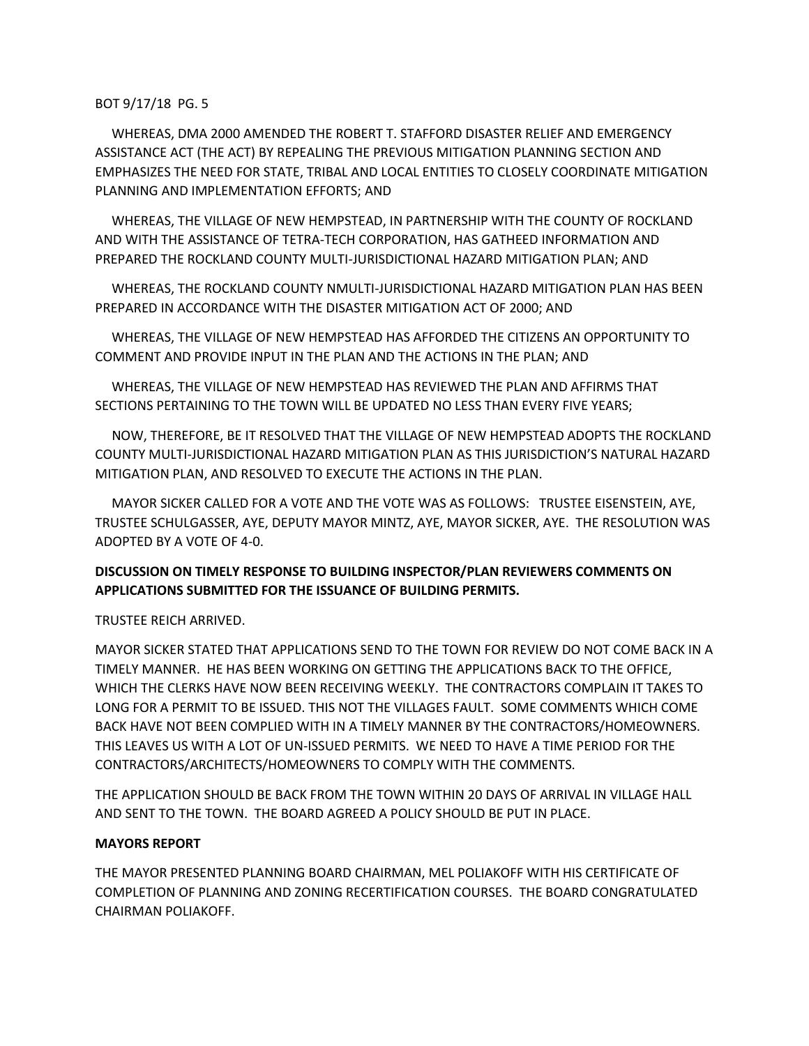WHEREAS, DMA 2000 AMENDED THE ROBERT T. STAFFORD DISASTER RELIEF AND EMERGENCY ASSISTANCE ACT (THE ACT) BY REPEALING THE PREVIOUS MITIGATION PLANNING SECTION AND EMPHASIZES THE NEED FOR STATE, TRIBAL AND LOCAL ENTITIES TO CLOSELY COORDINATE MITIGATION PLANNING AND IMPLEMENTATION EFFORTS; AND

WHEREAS, THE VILLAGE OF NEW HEMPSTEAD, IN PARTNERSHIP WITH THE COUNTY OF ROCKLAND AND WITH THE ASSISTANCE OF TETRA-TECH CORPORATION, HAS GATHEED INFORMATION AND PREPARED THE ROCKLAND COUNTY MULTI-JURISDICTIONAL HAZARD MITIGATION PLAN; AND

WHEREAS, THE ROCKLAND COUNTY NMULTI-JURISDICTIONAL HAZARD MITIGATION PLAN HAS BEEN PREPARED IN ACCORDANCE WITH THE DISASTER MITIGATION ACT OF 2000; AND

WHEREAS, THE VILLAGE OF NEW HEMPSTEAD HAS AFFORDED THE CITIZENS AN OPPORTUNITY TO COMMENT AND PROVIDE INPUT IN THE PLAN AND THE ACTIONS IN THE PLAN; AND

WHEREAS, THE VILLAGE OF NEW HEMPSTEAD HAS REVIEWED THE PLAN AND AFFIRMS THAT SECTIONS PERTAINING TO THE TOWN WILL BE UPDATED NO LESS THAN EVERY FIVE YEARS;

NOW, THEREFORE, BE IT RESOLVED THAT THE VILLAGE OF NEW HEMPSTEAD ADOPTS THE ROCKLAND COUNTY MULTI-JURISDICTIONAL HAZARD MITIGATION PLAN AS THIS JURISDICTION'S NATURAL HAZARD MITIGATION PLAN, AND RESOLVED TO EXECUTE THE ACTIONS IN THE PLAN.

MAYOR SICKER CALLED FOR A VOTE AND THE VOTE WAS AS FOLLOWS: TRUSTEE EISENSTEIN, AYE, TRUSTEE SCHULGASSER, AYE, DEPUTY MAYOR MINTZ, AYE, MAYOR SICKER, AYE. THE RESOLUTION WAS ADOPTED BY A VOTE OF 4-0.

**DISCUSSION ON TIMELY RESPONSE TO BUILDING INSPECTOR/PLAN REVIEWERS COMMENTS ON APPLICATIONS SUBMITTED FOR THE ISSUANCE OF BUILDING PERMITS.**

TRUSTEE REICH ARRIVED.

MAYOR SICKER STATED THAT APPLICATIONS SEND TO THE TOWN FOR REVIEW DO NOT COME BACK IN A TIMELY MANNER. HE HAS BEEN WORKING ON GETTING THE APPLICATIONS BACK TO THE OFFICE, WHICH THE CLERKS HAVE NOW BEEN RECEIVING WEEKLY. THE CONTRACTORS COMPLAIN IT TAKES TO LONG FOR A PERMIT TO BE ISSUED. THIS NOT THE VILLAGES FAULT. SOME COMMENTS WHICH COME BACK HAVE NOT BEEN COMPLIED WITH IN A TIMELY MANNER BY THE CONTRACTORS/HOMEOWNERS. THIS LEAVES US WITH A LOT OF UN-ISSUED PERMITS. WE NEED TO HAVE A TIME PERIOD FOR THE CONTRACTORS/ARCHITECTS/HOMEOWNERS TO COMPLY WITH THE COMMENTS.

THE APPLICATION SHOULD BE BACK FROM THE TOWN WITHIN 20 DAYS OF ARRIVAL IN VILLAGE HALL AND SENT TO THE TOWN. THE BOARD AGREED A POLICY SHOULD BE PUT IN PLACE.

**MAYORS REPORT**

THE MAYOR PRESENTED PLANNING BOARD CHAIRMAN, MEL POLIAKOFF WITH HIS CERTIFICATE OF COMPLETION OF PLANNING AND ZONING RECERTIFICATION COURSES. THE BOARD CONGRATULATED CHAIRMAN POLIAKOFF.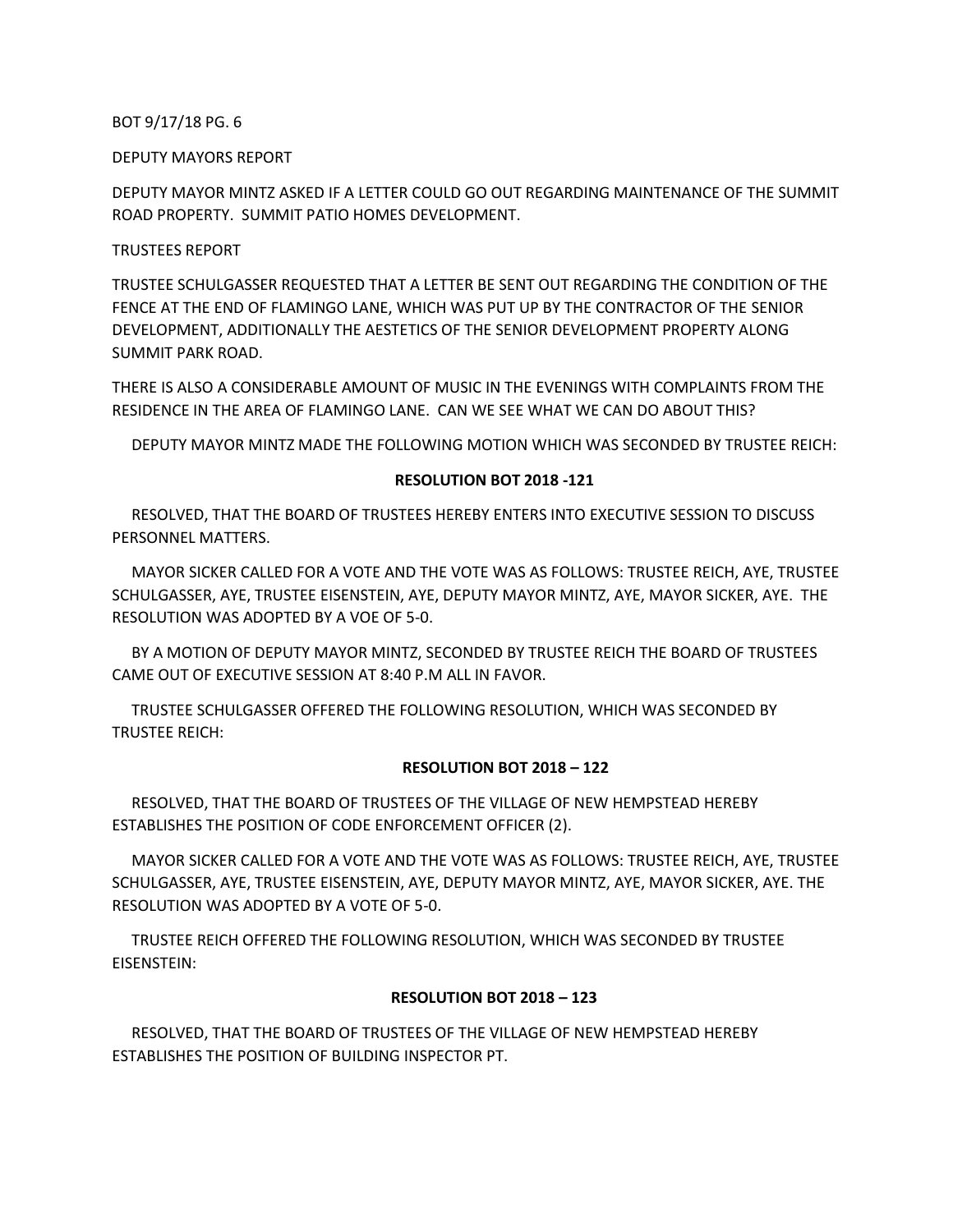BOT 9/17/18 PG. 6

DEPUTY MAYORS REPORT

DEPUTY MAYOR MINTZ ASKED IF A LETTER COULD GO OUT REGARDING MAINTENANCE OF THE SUMMIT ROAD PROPERTY. SUMMIT PATIO HOMES DEVELOPMENT.

TRUSTEES REPORT

TRUSTEE SCHULGASSER REQUESTED THAT A LETTER BE SENT OUT REGARDING THE CONDITION OF THE FENCE AT THE END OF FLAMINGO LANE, WHICH WAS PUT UP BY THE CONTRACTOR OF THE SENIOR DEVELOPMENT, ADDITIONALLY THE AESTETICS OF THE SENIOR DEVELOPMENT PROPERTY ALONG SUMMIT PARK ROAD.

THERE IS ALSO A CONSIDERABLE AMOUNT OF MUSIC IN THE EVENINGS WITH COMPLAINTS FROM THE RESIDENCE IN THE AREA OF FLAMINGO LANE. CAN WE SEE WHAT WE CAN DO ABOUT THIS?

DEPUTY MAYOR MINTZ MADE THE FOLLOWING MOTION WHICH WAS SECONDED BY TRUSTEE REICH:

**RESOLUTION BOT 2018 -121**

RESOLVED, THAT THE BOARD OF TRUSTEES HEREBY ENTERS INTO EXECUTIVE SESSION TO DISCUSS PERSONNEL MATTERS.

MAYOR SICKER CALLED FOR A VOTE AND THE VOTE WAS AS FOLLOWS: TRUSTEE REICH, AYE, TRUSTEE SCHULGASSER, AYE, TRUSTEE EISENSTEIN, AYE, DEPUTY MAYOR MINTZ, AYE, MAYOR SICKER, AYE. THE RESOLUTION WAS ADOPTED BY A VOE OF 5-0.

BY A MOTION OF DEPUTY MAYOR MINTZ, SECONDED BY TRUSTEE REICH THE BOARD OF TRUSTEES CAME OUT OF EXECUTIVE SESSION AT 8:40 P.M ALL IN FAVOR.

TRUSTEE SCHULGASSER OFFERED THE FOLLOWING RESOLUTION, WHICH WAS SECONDED BY TRUSTEE REICH:

**RESOLUTION BOT 2018 – 122**

RESOLVED, THAT THE BOARD OF TRUSTEES OF THE VILLAGE OF NEW HEMPSTEAD HEREBY ESTABLISHES THE POSITION OF CODE ENFORCEMENT OFFICER (2).

MAYOR SICKER CALLED FOR A VOTE AND THE VOTE WAS AS FOLLOWS: TRUSTEE REICH, AYE, TRUSTEE SCHULGASSER, AYE, TRUSTEE EISENSTEIN, AYE, DEPUTY MAYOR MINTZ, AYE, MAYOR SICKER, AYE. THE RESOLUTION WAS ADOPTED BY A VOTE OF 5-0.

TRUSTEE REICH OFFERED THE FOLLOWING RESOLUTION, WHICH WAS SECONDED BY TRUSTEE EISENSTEIN:

**RESOLUTION BOT 2018 – 123**

RESOLVED, THAT THE BOARD OF TRUSTEES OF THE VILLAGE OF NEW HEMPSTEAD HEREBY ESTABLISHES THE POSITION OF BUILDING INSPECTOR PT.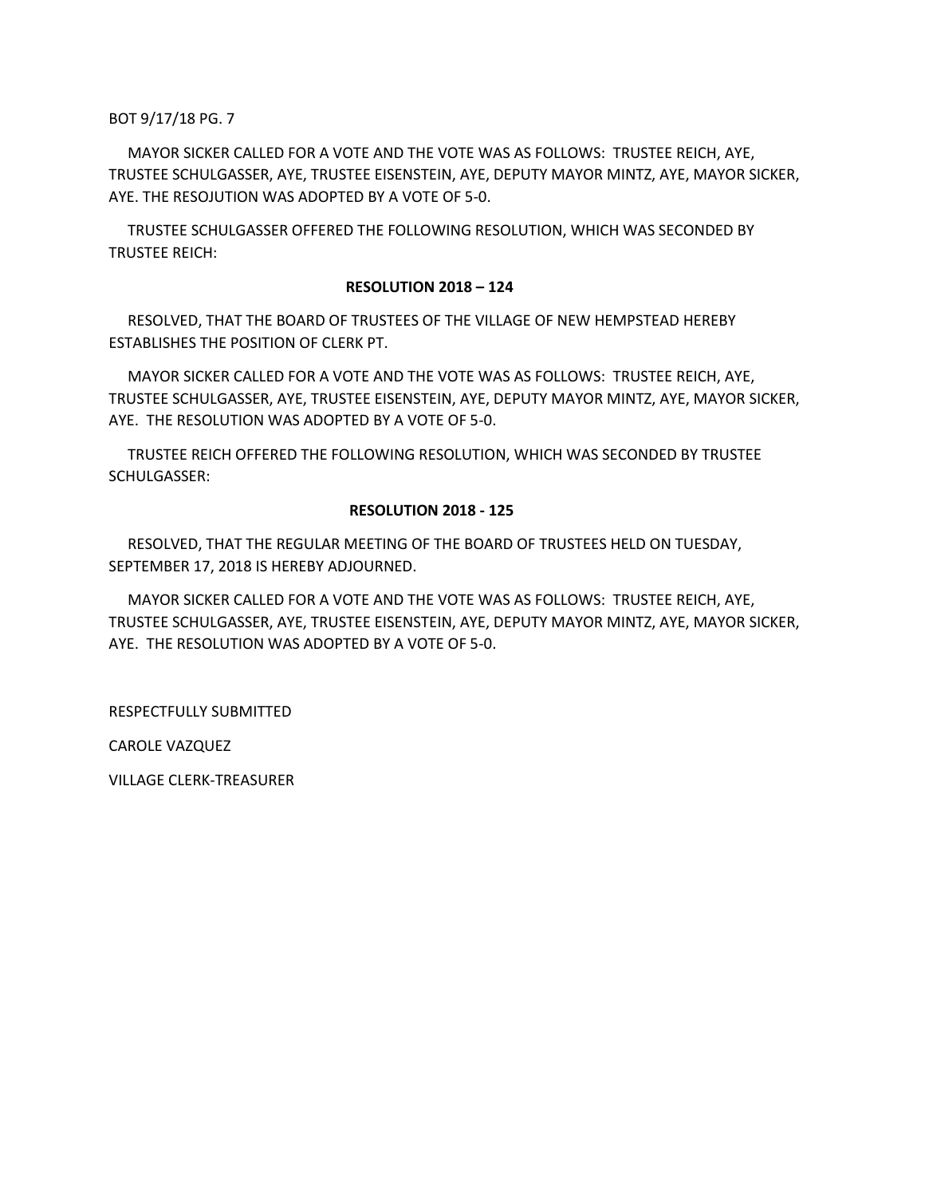MAYOR SICKER CALLED FOR A VOTE AND THE VOTE WAS AS FOLLOWS: TRUSTEE REICH, AYE, TRUSTEE SCHULGASSER, AYE, TRUSTEE EISENSTEIN, AYE, DEPUTY MAYOR MINTZ, AYE, MAYOR SICKER, AYE. THE RESOJUTION WAS ADOPTED BY A VOTE OF 5-0.

TRUSTEE SCHULGASSER OFFERED THE FOLLOWING RESOLUTION, WHICH WAS SECONDED BY TRUSTEE REICH:

**RESOLUTION 2018 – 124**

RESOLVED, THAT THE BOARD OF TRUSTEES OF THE VILLAGE OF NEW HEMPSTEAD HEREBY ESTABLISHES THE POSITION OF CLERK PT.

MAYOR SICKER CALLED FOR A VOTE AND THE VOTE WAS AS FOLLOWS: TRUSTEE REICH, AYE, TRUSTEE SCHULGASSER, AYE, TRUSTEE EISENSTEIN, AYE, DEPUTY MAYOR MINTZ, AYE, MAYOR SICKER, AYE. THE RESOLUTION WAS ADOPTED BY A VOTE OF 5-0.

TRUSTEE REICH OFFERED THE FOLLOWING RESOLUTION, WHICH WAS SECONDED BY TRUSTEE SCHULGASSER:

**RESOLUTION 2018 - 125**

RESOLVED, THAT THE REGULAR MEETING OF THE BOARD OF TRUSTEES HELD ON TUESDAY, SEPTEMBER 17, 2018 IS HEREBY ADJOURNED.

MAYOR SICKER CALLED FOR A VOTE AND THE VOTE WAS AS FOLLOWS: TRUSTEE REICH, AYE, TRUSTEE SCHULGASSER, AYE, TRUSTEE EISENSTEIN, AYE, DEPUTY MAYOR MINTZ, AYE, MAYOR SICKER, AYE. THE RESOLUTION WAS ADOPTED BY A VOTE OF 5-0.

RESPECTFULLY SUBMITTED

CAROLE VAZQUEZ

VILLAGE CLERK-TREASURER